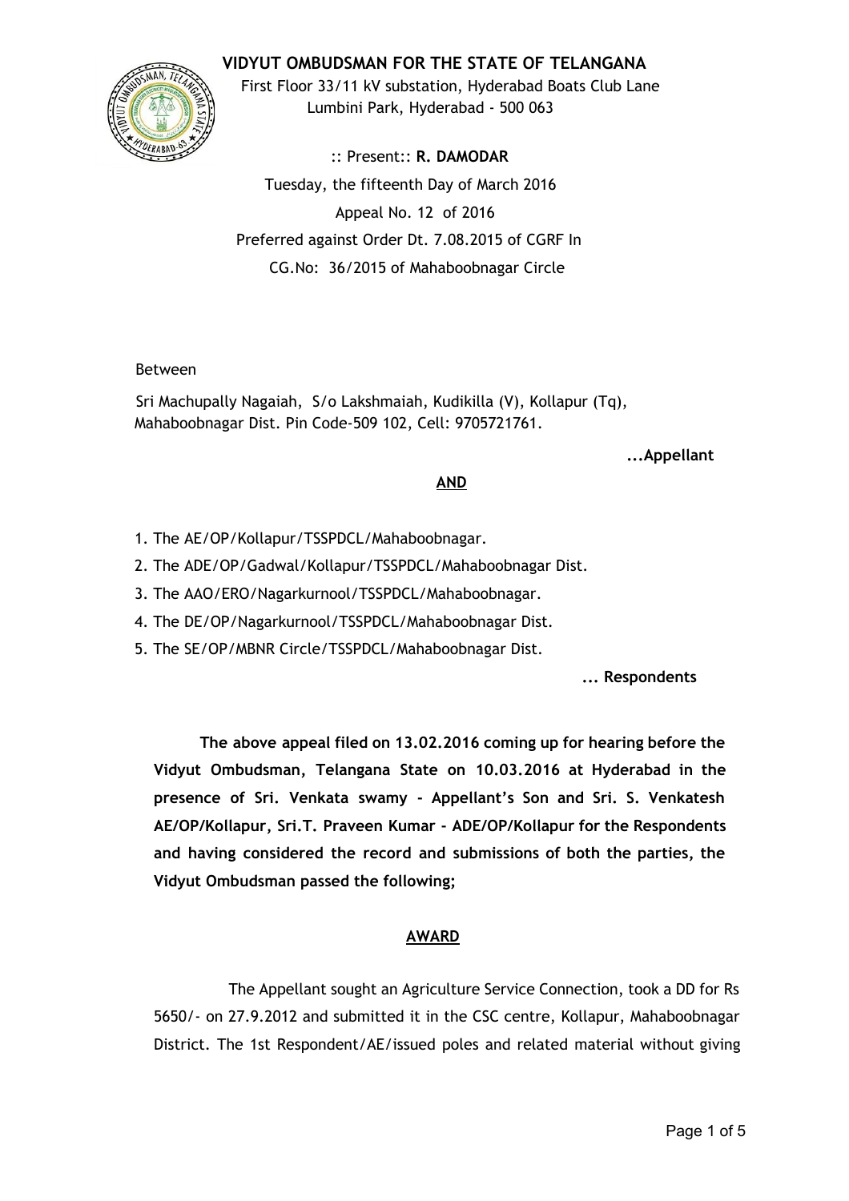# VIDYUT OMBUDSMAN FOR THE STATE OF TELANGANA

First Floor 33/11 kV substation, Hyderabad Boats Club Lane
Lumbini Park, Hyderabad - 500 063

:: Present:: **R. DAMODAR**

Tuesday, the fifteenth Day of March 2016

Appeal No. 12 of 2016

Preferred against Order Dt. 7.08.2015 of CGRF In
CG.No: 36/2015 of Mahaboobnagar Circle

Between

Sri Machupally Nagaiah, S/o Lakshmaiah, Kudikilla (V), Kollapur (Tq), Mahaboobnagar Dist. Pin Code-509 102, Cell: 9705721761.

**...Appellant**

**AND**

1. The AE/OP/Kollapur/TSSPDCL/Mahaboobnagar.
2. The ADE/OP/Gadwal/Kollapur/TSSPDCL/Mahaboobnagar Dist.
3. The AAO/ERO/Nagarkurnool/TSSPDCL/Mahaboobnagar.
4. The DE/OP/Nagarkurnool/TSSPDCL/Mahaboobnagar Dist.
5. The SE/OP/MBNR Circle/TSSPDCL/Mahaboobnagar Dist.

**... Respondents**

**The above appeal filed on 13.02.2016 coming up for hearing before the Vidyut Ombudsman, Telangana State on 10.03.2016 at Hyderabad in the presence of Sri. Venkata swamy - Appellant's Son and Sri. S. Venkatesh AE/OP/Kollapur, Sri.T. Praveen Kumar - ADE/OP/Kollapur for the Respondents and having considered the record and submissions of both the parties, the Vidyut Ombudsman passed the following;**

**AWARD**

The Appellant sought an Agriculture Service Connection, took a DD for Rs 5650/- on 27.9.2012 and submitted it in the CSC centre, Kollapur, Mahaboobnagar District. The 1st Respondent/AE/issued poles and related material without giving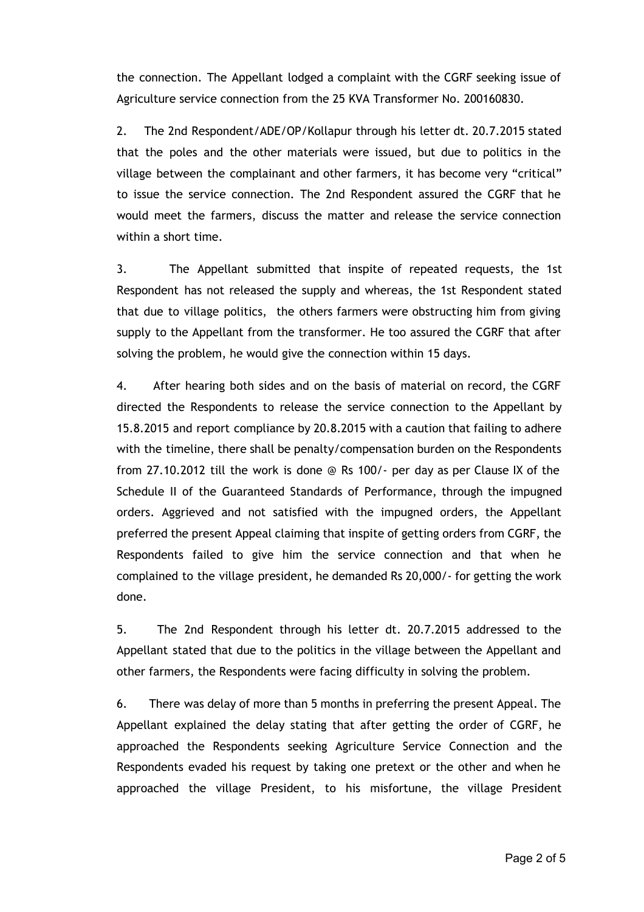the connection. The Appellant lodged a complaint with the CGRF seeking issue of Agriculture service connection from the 25 KVA Transformer No. 200160830.

2. The 2nd Respondent/ADE/OP/Kollapur through his letter dt. 20.7.2015 stated that the poles and the other materials were issued, but due to politics in the village between the complainant and other farmers, it has become very "critical" to issue the service connection. The 2nd Respondent assured the CGRF that he would meet the farmers, discuss the matter and release the service connection within a short time.

3. The Appellant submitted that inspite of repeated requests, the 1st Respondent has not released the supply and whereas, the 1st Respondent stated that due to village politics, the others farmers were obstructing him from giving supply to the Appellant from the transformer. He too assured the CGRF that after solving the problem, he would give the connection within 15 days.

4. After hearing both sides and on the basis of material on record, the CGRF directed the Respondents to release the service connection to the Appellant by 15.8.2015 and report compliance by 20.8.2015 with a caution that failing to adhere with the timeline, there shall be penalty/compensation burden on the Respondents from 27.10.2012 till the work is done @ Rs 100/- per day as per Clause IX of the Schedule II of the Guaranteed Standards of Performance, through the impugned orders. Aggrieved and not satisfied with the impugned orders, the Appellant preferred the present Appeal claiming that inspite of getting orders from CGRF, the Respondents failed to give him the service connection and that when he complained to the village president, he demanded Rs 20,000/- for getting the work done.

5. The 2nd Respondent through his letter dt. 20.7.2015 addressed to the Appellant stated that due to the politics in the village between the Appellant and other farmers, the Respondents were facing difficulty in solving the problem.

6. There was delay of more than 5 months in preferring the present Appeal. The Appellant explained the delay stating that after getting the order of CGRF, he approached the Respondents seeking Agriculture Service Connection and the Respondents evaded his request by taking one pretext or the other and when he approached the village President, to his misfortune, the village President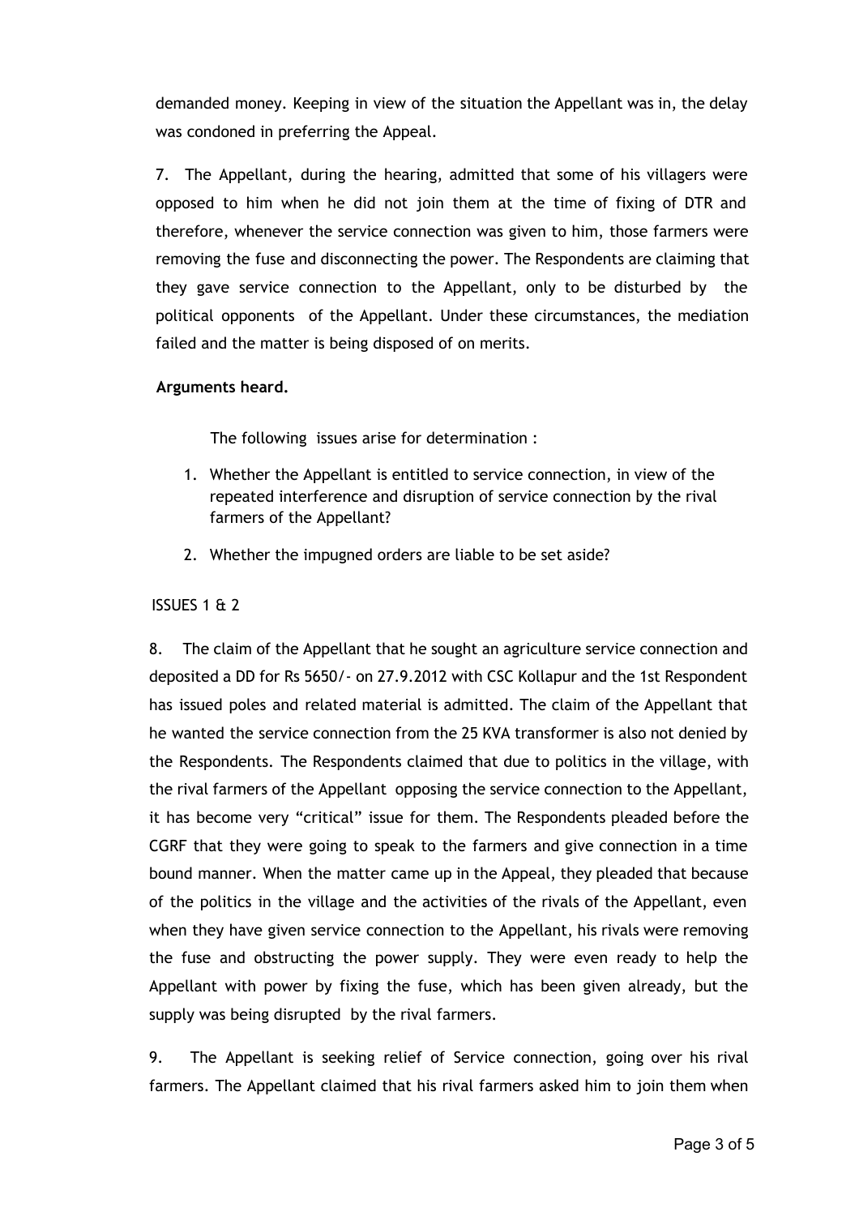demanded money. Keeping in view of the situation the Appellant was in, the delay was condoned in preferring the Appeal.

7. The Appellant, during the hearing, admitted that some of his villagers were opposed to him when he did not join them at the time of fixing of DTR and therefore, whenever the service connection was given to him, those farmers were removing the fuse and disconnecting the power. The Respondents are claiming that they gave service connection to the Appellant, only to be disturbed by the political opponents of the Appellant. Under these circumstances, the mediation failed and the matter is being disposed of on merits.

**Arguments heard.**

The following issues arise for determination :

1. Whether the Appellant is entitled to service connection, in view of the repeated interference and disruption of service connection by the rival farmers of the Appellant?
2. Whether the impugned orders are liable to be set aside?

ISSUES 1 & 2

8. The claim of the Appellant that he sought an agriculture service connection and deposited a DD for Rs 5650/- on 27.9.2012 with CSC Kollapur and the 1st Respondent has issued poles and related material is admitted. The claim of the Appellant that he wanted the service connection from the 25 KVA transformer is also not denied by the Respondents. The Respondents claimed that due to politics in the village, with the rival farmers of the Appellant opposing the service connection to the Appellant, it has become very "critical" issue for them. The Respondents pleaded before the CGRF that they were going to speak to the farmers and give connection in a time bound manner. When the matter came up in the Appeal, they pleaded that because of the politics in the village and the activities of the rivals of the Appellant, even when they have given service connection to the Appellant, his rivals were removing the fuse and obstructing the power supply. They were even ready to help the Appellant with power by fixing the fuse, which has been given already, but the supply was being disrupted by the rival farmers.

9. The Appellant is seeking relief of Service connection, going over his rival farmers. The Appellant claimed that his rival farmers asked him to join them when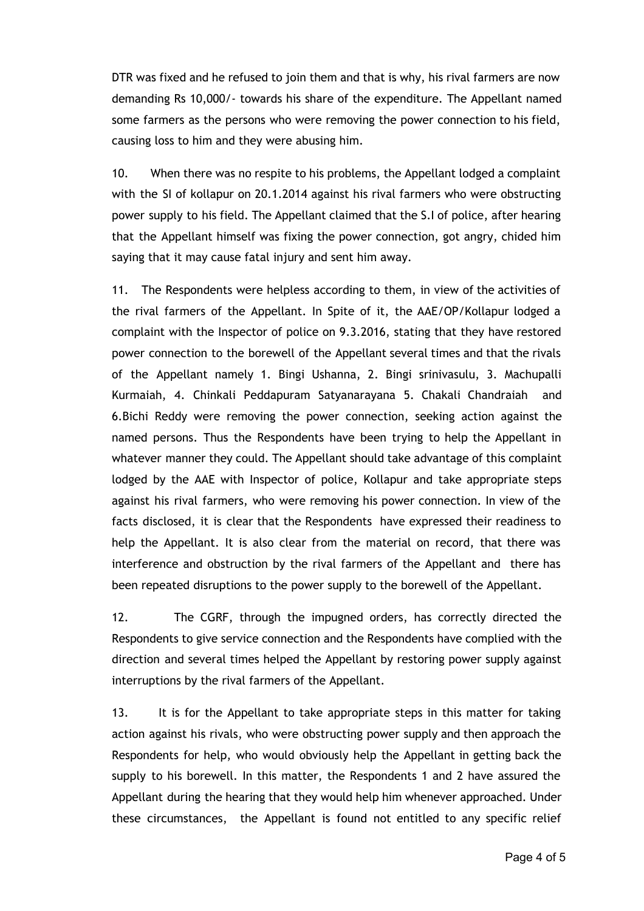DTR was fixed and he refused to join them and that is why, his rival farmers are now demanding Rs 10,000/- towards his share of the expenditure. The Appellant named some farmers as the persons who were removing the power connection to his field, causing loss to him and they were abusing him.

10. When there was no respite to his problems, the Appellant lodged a complaint with the SI of kollapur on 20.1.2014 against his rival farmers who were obstructing power supply to his field. The Appellant claimed that the S.I of police, after hearing that the Appellant himself was fixing the power connection, got angry, chided him saying that it may cause fatal injury and sent him away.

11. The Respondents were helpless according to them, in view of the activities of the rival farmers of the Appellant. In Spite of it, the AAE/OP/Kollapur lodged a complaint with the Inspector of police on 9.3.2016, stating that they have restored power connection to the borewell of the Appellant several times and that the rivals of the Appellant namely 1. Bingi Ushanna, 2. Bingi srinivasulu, 3. Machupalli Kurmaiah, 4. Chinkali Peddapuram Satyanarayana 5. Chakali Chandraiah and 6.Bichi Reddy were removing the power connection, seeking action against the named persons. Thus the Respondents have been trying to help the Appellant in whatever manner they could. The Appellant should take advantage of this complaint lodged by the AAE with Inspector of police, Kollapur and take appropriate steps against his rival farmers, who were removing his power connection. In view of the facts disclosed, it is clear that the Respondents have expressed their readiness to help the Appellant. It is also clear from the material on record, that there was interference and obstruction by the rival farmers of the Appellant and there has been repeated disruptions to the power supply to the borewell of the Appellant.

12. The CGRF, through the impugned orders, has correctly directed the Respondents to give service connection and the Respondents have complied with the direction and several times helped the Appellant by restoring power supply against interruptions by the rival farmers of the Appellant.

13. It is for the Appellant to take appropriate steps in this matter for taking action against his rivals, who were obstructing power supply and then approach the Respondents for help, who would obviously help the Appellant in getting back the supply to his borewell. In this matter, the Respondents 1 and 2 have assured the Appellant during the hearing that they would help him whenever approached. Under these circumstances, the Appellant is found not entitled to any specific relief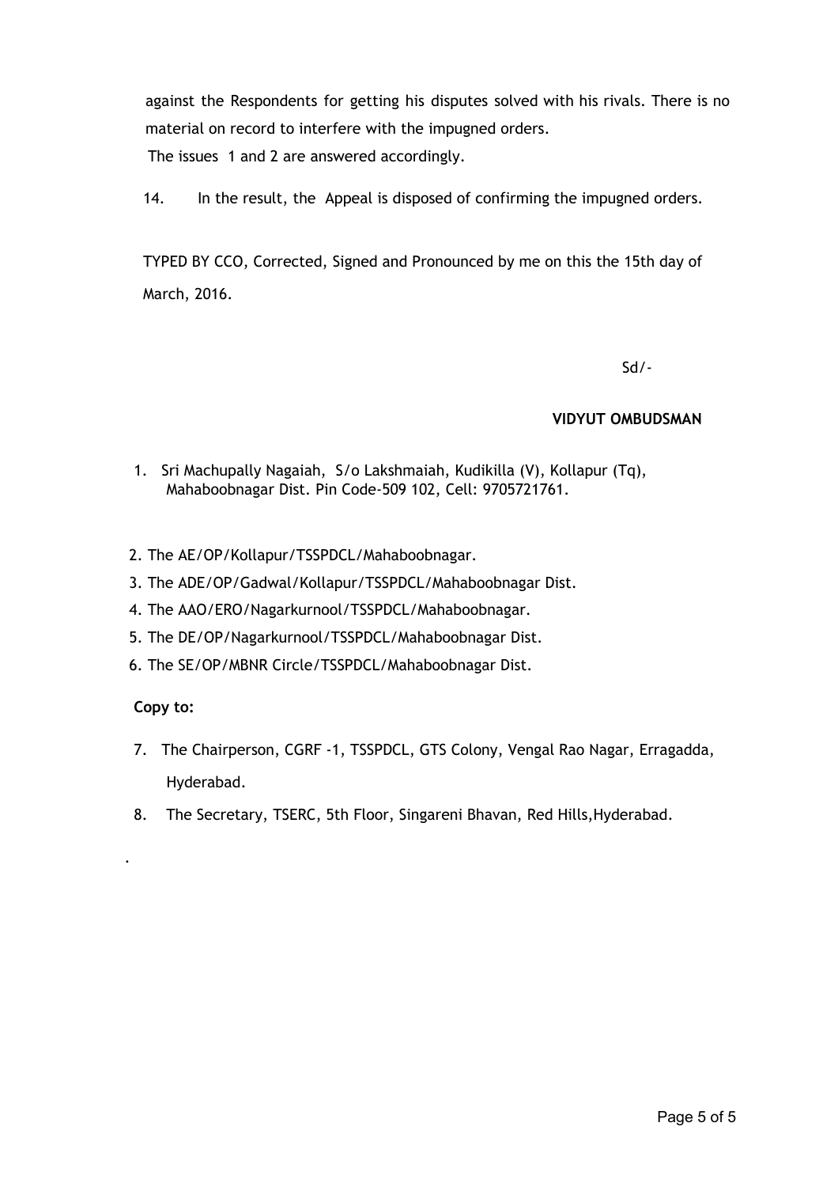against the Respondents for getting his disputes solved with his rivals. There is no material on record to interfere with the impugned orders.

The issues 1 and 2 are answered accordingly.

14. In the result, the Appeal is disposed of confirming the impugned orders.

TYPED BY CCO, Corrected, Signed and Pronounced by me on this the 15th day of March, 2016.

Sd/-

**VIDYUT OMBUDSMAN**

1. Sri Machupally Nagaiah, S/o Lakshmaiah, Kudikilla (V), Kollapur (Tq), Mahaboobnagar Dist. Pin Code-509 102, Cell: 9705721761.

2. The AE/OP/Kollapur/TSSPDCL/Mahaboobnagar.
3. The ADE/OP/Gadwal/Kollapur/TSSPDCL/Mahaboobnagar Dist.
4. The AAO/ERO/Nagarkurnool/TSSPDCL/Mahaboobnagar.
5. The DE/OP/Nagarkurnool/TSSPDCL/Mahaboobnagar Dist.
6. The SE/OP/MBNR Circle/TSSPDCL/Mahaboobnagar Dist.

**Copy to:**

7. The Chairperson, CGRF -1, TSSPDCL, GTS Colony, Vengal Rao Nagar, Erragadda, Hyderabad.
8. The Secretary, TSERC, 5th Floor, Singareni Bhavan, Red Hills,Hyderabad.